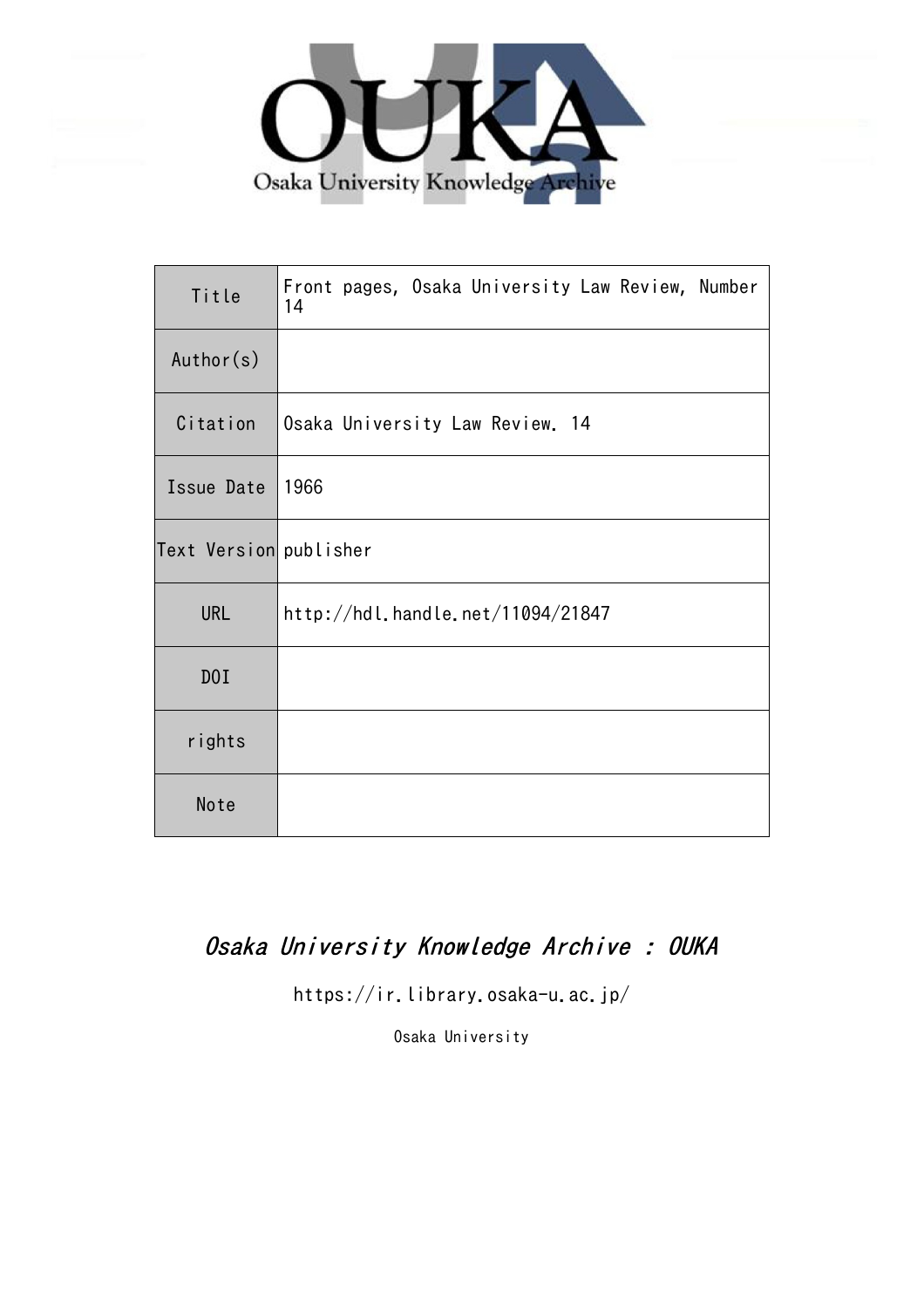# OUKA

Osaka University Knowledge Archive

| Title | Front pages, Osaka University Law Review, Number 14 |
| --- | --- |
| Author(s) | |
| Citation | Osaka University Law Review. 14 |
| Issue Date | 1966 |
| Text Version | publisher |
| URL | http://hdl.handle.net/11094/21847 |
| DOI | |
| rights | |
| Note | |

*Osaka University Knowledge Archive : OUKA*

https://ir.library.osaka-u.ac.jp/

Osaka University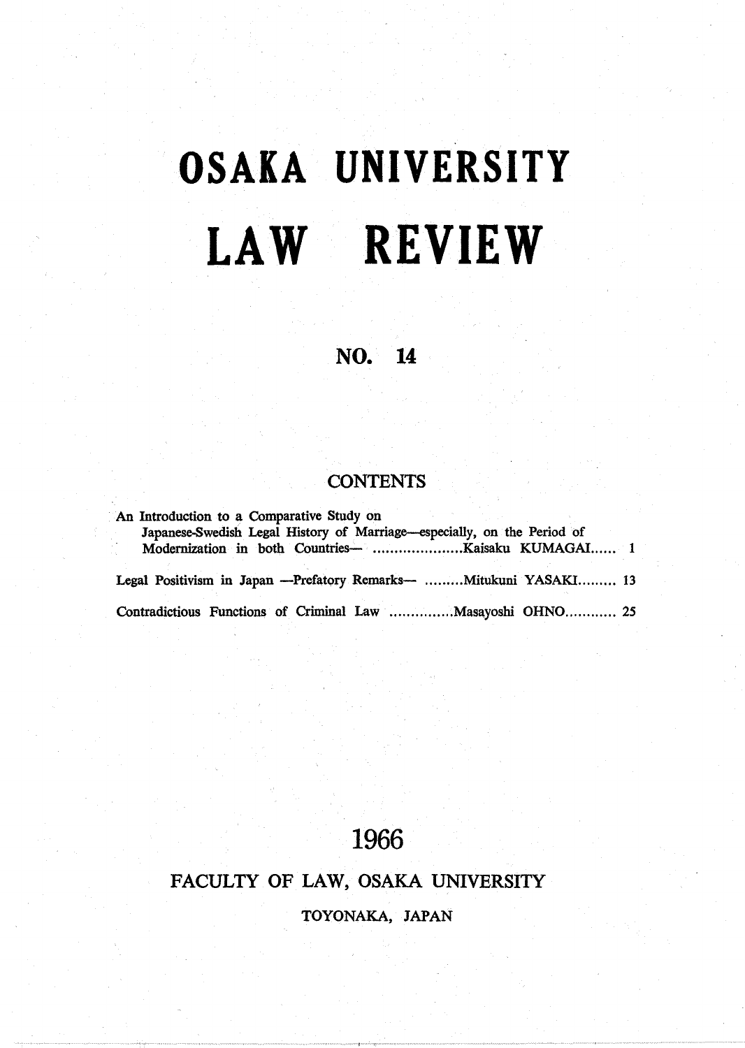# OSAKA UNIVERSITY

# LAW REVIEW

## NO. 14

### CONTENTS

An Introduction to a Comparative Study on Japanese-Swedish Legal History of Marriage—especially, on the Period of Modernization in both Countries— ..................... Kaisaku KUMAGAI...... 1

Legal Positivism in Japan —Prefatory Remarks— ......... Mitukuni YASAKI......... 13

Contradictious Functions of Criminal Law ............... Masayoshi OHNO............ 25

1966

FACULTY OF LAW, OSAKA UNIVERSITY

TOYONAKA, JAPAN